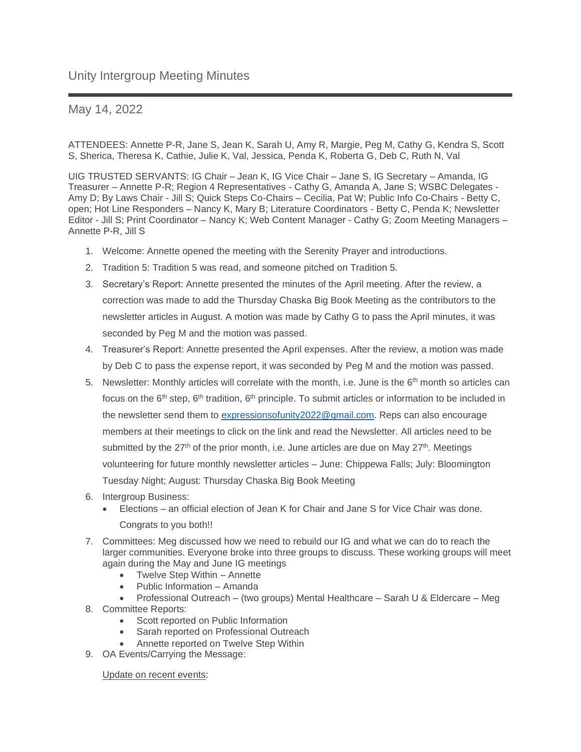# Unity Intergroup Meeting Minutes

## May 14, 2022

ATTENDEES: Annette P-R, Jane S, Jean K, Sarah U, Amy R, Margie, Peg M, Cathy G, Kendra S, Scott S, Sherica, Theresa K, Cathie, Julie K, Val, Jessica, Penda K, Roberta G, Deb C, Ruth N, Val

UIG TRUSTED SERVANTS: IG Chair – Jean K, IG Vice Chair – Jane S, IG Secretary – Amanda, IG Treasurer – Annette P-R; Region 4 Representatives - Cathy G, Amanda A, Jane S; WSBC Delegates - Amy D; By Laws Chair - Jill S; Quick Steps Co-Chairs – Cecilia, Pat W; Public Info Co-Chairs - Betty C, open; Hot Line Responders – Nancy K, Mary B; Literature Coordinators - Betty C, Penda K; Newsletter Editor - Jill S; Print Coordinator – Nancy K; Web Content Manager - Cathy G; Zoom Meeting Managers – Annette P-R, Jill S

1. Welcome: Annette opened the meeting with the Serenity Prayer and introductions.
2. Tradition 5: Tradition 5 was read, and someone pitched on Tradition 5.
3. Secretary's Report: Annette presented the minutes of the April meeting. After the review, a correction was made to add the Thursday Chaska Big Book Meeting as the contributors to the newsletter articles in August. A motion was made by Cathy G to pass the April minutes, it was seconded by Peg M and the motion was passed.
4. Treasurer's Report: Annette presented the April expenses. After the review, a motion was made by Deb C to pass the expense report, it was seconded by Peg M and the motion was passed.
5. Newsletter: Monthly articles will correlate with the month, i.e. June is the 6th month so articles can focus on the 6th step, 6th tradition, 6th principle. To submit articles or information to be included in the newsletter send them to [expressionsofunity2022@gmail.com](mailto:expressionsofunity2022@gmail.com). Reps can also encourage members at their meetings to click on the link and read the Newsletter. All articles need to be submitted by the 27th of the prior month, i.e. June articles are due on May 27th. Meetings volunteering for future monthly newsletter articles – June: Chippewa Falls; July: Bloomington Tuesday Night; August: Thursday Chaska Big Book Meeting
6. Intergroup Business:
   - Elections – an official election of Jean K for Chair and Jane S for Vice Chair was done. Congrats to you both!!
7. Committees: Meg discussed how we need to rebuild our IG and what we can do to reach the larger communities. Everyone broke into three groups to discuss. These working groups will meet again during the May and June IG meetings
   - Twelve Step Within – Annette
   - Public Information – Amanda
   - Professional Outreach – (two groups) Mental Healthcare – Sarah U & Eldercare – Meg
8. Committee Reports:
   - Scott reported on Public Information
   - Sarah reported on Professional Outreach
   - Annette reported on Twelve Step Within
9. OA Events/Carrying the Message:

   Update on recent events: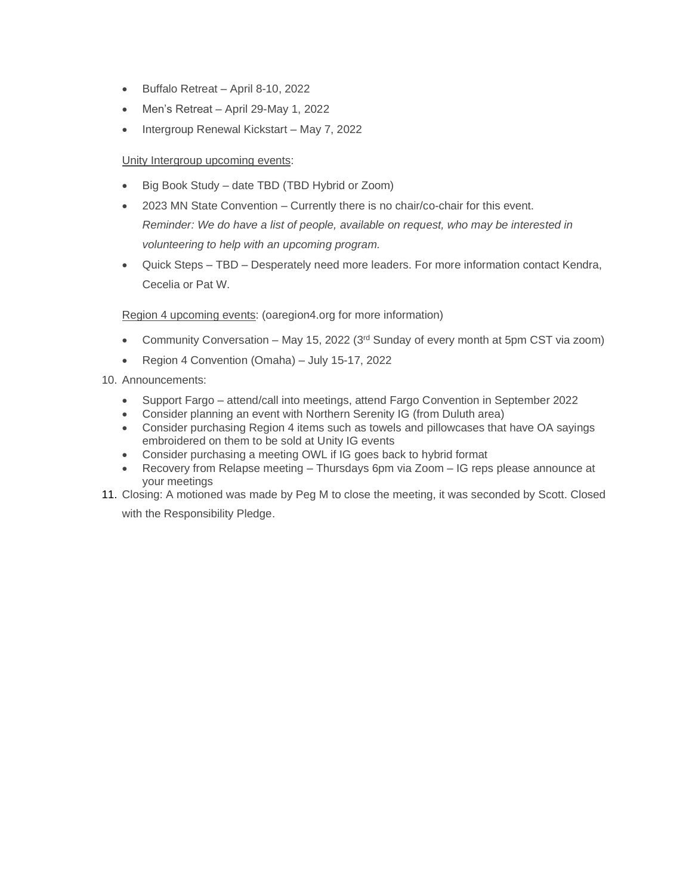- Buffalo Retreat – April 8-10, 2022
- Men's Retreat – April 29-May 1, 2022
- Intergroup Renewal Kickstart – May 7, 2022

Unity Intergroup upcoming events:

- Big Book Study – date TBD (TBD Hybrid or Zoom)
- 2023 MN State Convention – Currently there is no chair/co-chair for this event.
  *Reminder: We do have a list of people, available on request, who may be interested in volunteering to help with an upcoming program.*
- Quick Steps – TBD – Desperately need more leaders. For more information contact Kendra, Cecelia or Pat W.

Region 4 upcoming events: (oaregion4.org for more information)

- Community Conversation – May 15, 2022 (3rd Sunday of every month at 5pm CST via zoom)
- Region 4 Convention (Omaha) – July 15-17, 2022

10. Announcements:
    - Support Fargo – attend/call into meetings, attend Fargo Convention in September 2022
    - Consider planning an event with Northern Serenity IG (from Duluth area)
    - Consider purchasing Region 4 items such as towels and pillowcases that have OA sayings embroidered on them to be sold at Unity IG events
    - Consider purchasing a meeting OWL if IG goes back to hybrid format
    - Recovery from Relapse meeting – Thursdays 6pm via Zoom – IG reps please announce at your meetings
11. Closing: A motioned was made by Peg M to close the meeting, it was seconded by Scott. Closed with the Responsibility Pledge.